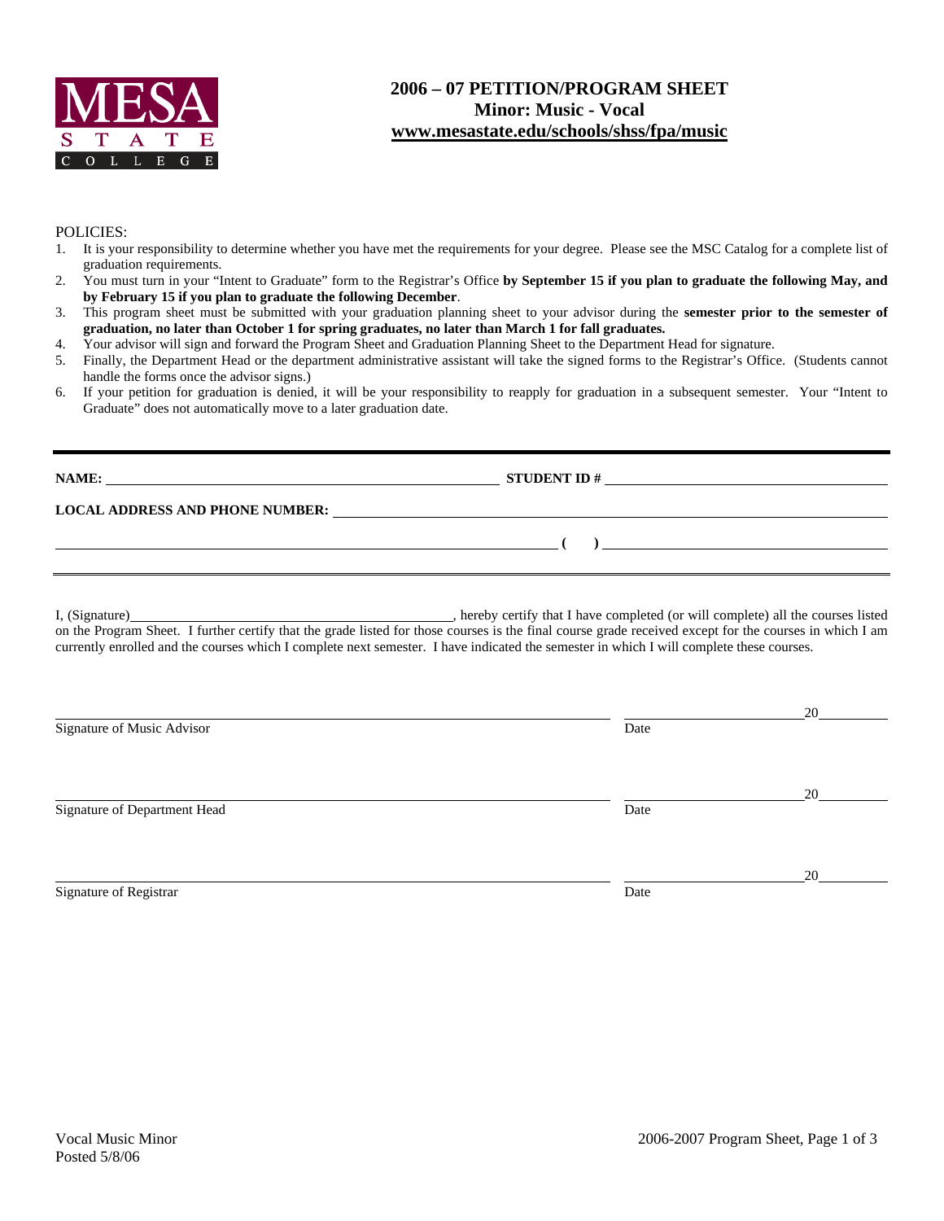MESA STATE COLLEGE

# 2006 – 07 PETITION/PROGRAM SHEET
## Minor: Music - Vocal
## www.mesastate.edu/schools/shss/fpa/music

POLICIES:

1. It is your responsibility to determine whether you have met the requirements for your degree. Please see the MSC Catalog for a complete list of graduation requirements.
2. You must turn in your "Intent to Graduate" form to the Registrar's Office **by September 15 if you plan to graduate the following May, and by February 15 if you plan to graduate the following December**.
3. This program sheet must be submitted with your graduation planning sheet to your advisor during the **semester prior to the semester of graduation, no later than October 1 for spring graduates, no later than March 1 for fall graduates.**
4. Your advisor will sign and forward the Program Sheet and Graduation Planning Sheet to the Department Head for signature.
5. Finally, the Department Head or the department administrative assistant will take the signed forms to the Registrar's Office. (Students cannot handle the forms once the advisor signs.)
6. If your petition for graduation is denied, it will be your responsibility to reapply for graduation in a subsequent semester. Your "Intent to Graduate" does not automatically move to a later graduation date.

---

**NAME:** ______________________________ **STUDENT ID #** ______________________________

**LOCAL ADDRESS AND PHONE NUMBER:** ______________________________

______________________________ **( )** ______________________________

---

I, (Signature)______________________________, hereby certify that I have completed (or will complete) all the courses listed on the Program Sheet. I further certify that the grade listed for those courses is the final course grade received except for the courses in which I am currently enrolled and the courses which I complete next semester. I have indicated the semester in which I will complete these courses.

______________________________ ______________20______
Signature of Music Advisor Date

______________________________ ______________20______
Signature of Department Head Date

______________________________ ______________20______
Signature of Registrar Date

Vocal Music Minor
Posted 5/8/06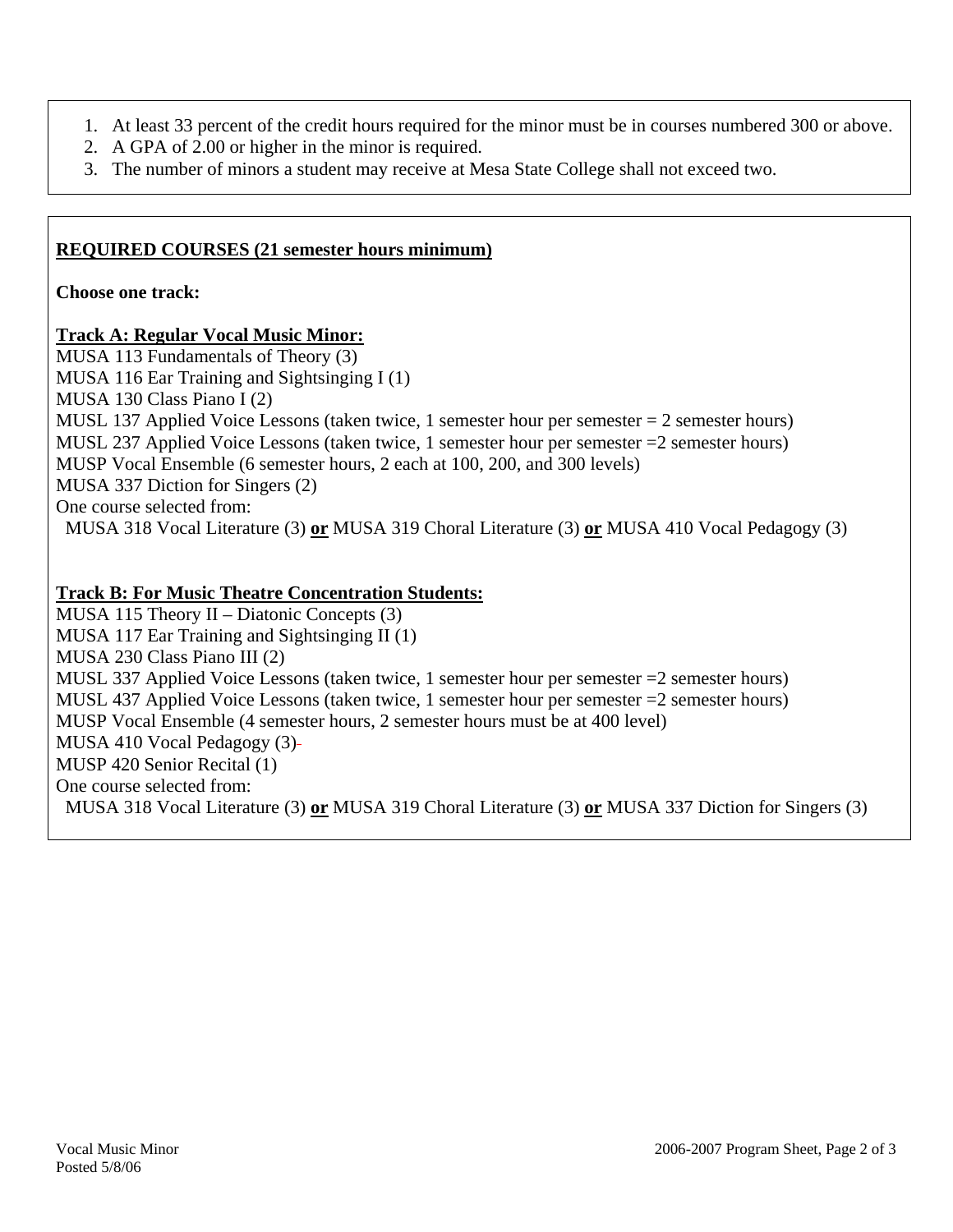1. At least 33 percent of the credit hours required for the minor must be in courses numbered 300 or above.
2. A GPA of 2.00 or higher in the minor is required.
3. The number of minors a student may receive at Mesa State College shall not exceed two.

## REQUIRED COURSES (21 semester hours minimum)

**Choose one track:**

### Track A: Regular Vocal Music Minor:

MUSA 113 Fundamentals of Theory (3)
MUSA 116 Ear Training and Sightsinging I (1)
MUSA 130 Class Piano I (2)
MUSL 137 Applied Voice Lessons (taken twice, 1 semester hour per semester = 2 semester hours)
MUSL 237 Applied Voice Lessons (taken twice, 1 semester hour per semester =2 semester hours)
MUSP Vocal Ensemble (6 semester hours, 2 each at 100, 200, and 300 levels)
MUSA 337 Diction for Singers (2)
One course selected from:
MUSA 318 Vocal Literature (3) **or** MUSA 319 Choral Literature (3) **or** MUSA 410 Vocal Pedagogy (3)

### Track B: For Music Theatre Concentration Students:

MUSA 115 Theory II – Diatonic Concepts (3)
MUSA 117 Ear Training and Sightsinging II (1)
MUSA 230 Class Piano III (2)
MUSL 337 Applied Voice Lessons (taken twice, 1 semester hour per semester =2 semester hours)
MUSL 437 Applied Voice Lessons (taken twice, 1 semester hour per semester =2 semester hours)
MUSP Vocal Ensemble (4 semester hours, 2 semester hours must be at 400 level)
MUSA 410 Vocal Pedagogy (3)
MUSP 420 Senior Recital (1)
One course selected from:
MUSA 318 Vocal Literature (3) **or** MUSA 319 Choral Literature (3) **or** MUSA 337 Diction for Singers (3)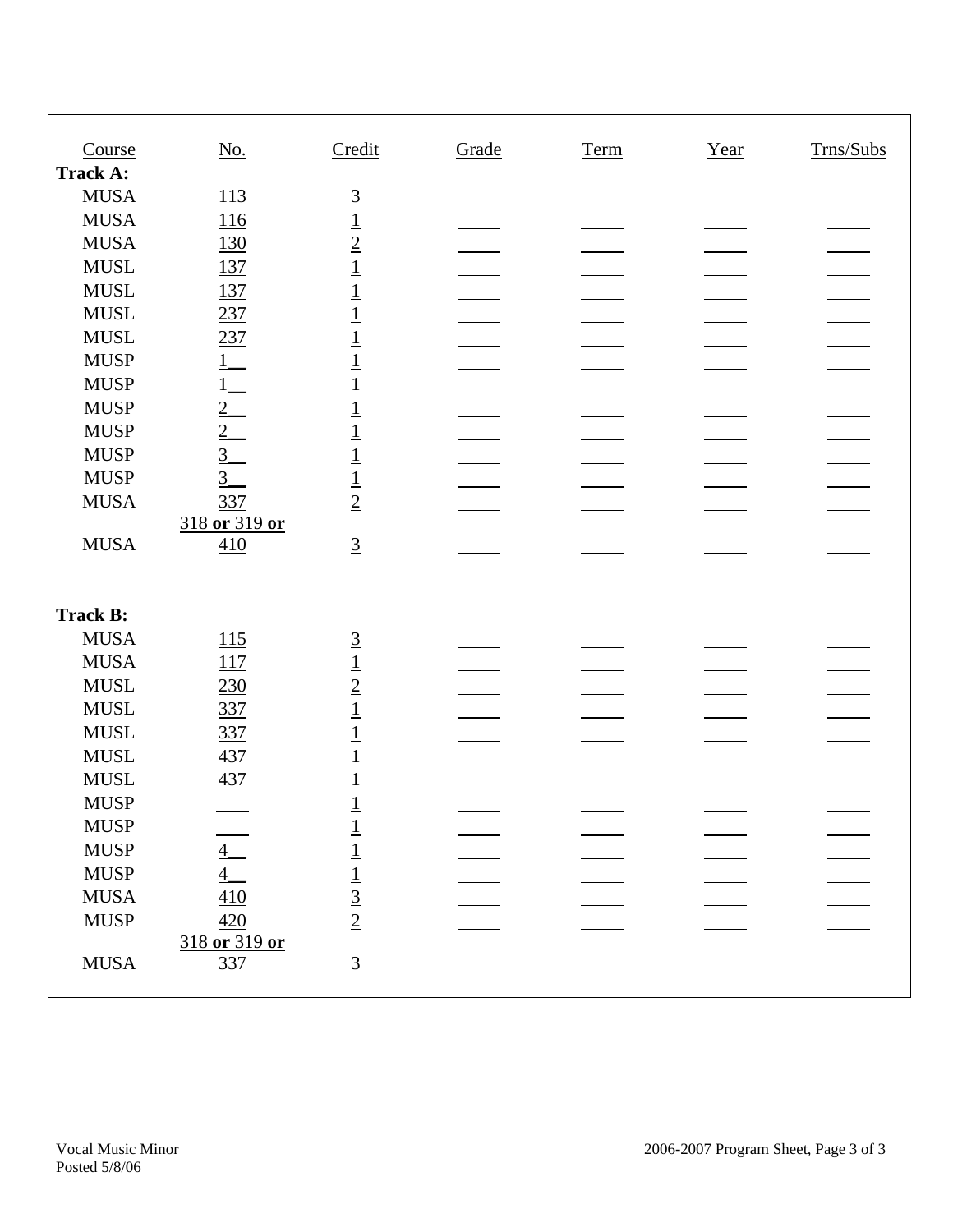| Course | No. | Credit | Grade | Term | Year | Trns/Subs |
|---|---|---|---|---|---|---|
| **Track A:** | | | | | | |
| MUSA | 113 | 3 | | | | |
| MUSA | 116 | 1 | | | | |
| MUSA | 130 | 2 | | | | |
| MUSL | 137 | 1 | | | | |
| MUSL | 137 | 1 | | | | |
| MUSL | 237 | 1 | | | | |
| MUSL | 237 | 1 | | | | |
| MUSP | 1__ | 1 | | | | |
| MUSP | 1__ | 1 | | | | |
| MUSP | 2__ | 1 | | | | |
| MUSP | 2__ | 1 | | | | |
| MUSP | 3__ | 1 | | | | |
| MUSP | 3__ | 1 | | | | |
| MUSA | 337 | 2 | | | | |
| MUSA | 318 **or** 319 **or** 410 | 3 | | | | |
| **Track B:** | | | | | | |
| MUSA | 115 | 3 | | | | |
| MUSA | 117 | 1 | | | | |
| MUSL | 230 | 2 | | | | |
| MUSL | 337 | 1 | | | | |
| MUSL | 337 | 1 | | | | |
| MUSL | 437 | 1 | | | | |
| MUSL | 437 | 1 | | | | |
| MUSP | ___ | 1 | | | | |
| MUSP | ___ | 1 | | | | |
| MUSP | 4__ | 1 | | | | |
| MUSP | 4__ | 1 | | | | |
| MUSA | 410 | 3 | | | | |
| MUSP | 420 | 2 | | | | |
| MUSA | 318 **or** 319 **or** 337 | 3 | | | | |

Vocal Music Minor
Posted 5/8/06

2006-2007 Program Sheet